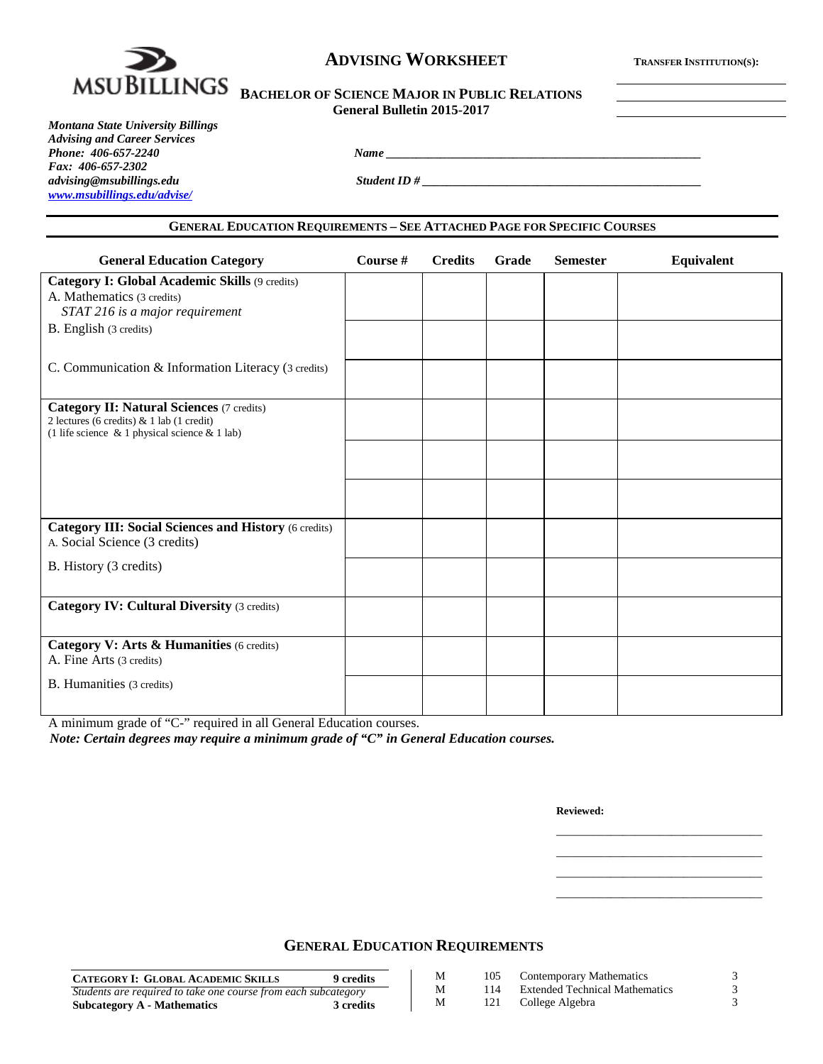MSU BILLINGS

# ADVISING WORKSHEET

**TRANSFER INSTITUTION(S):**

______________________

______________________

______________________

## BACHELOR OF SCIENCE MAJOR IN PUBLIC RELATIONS
**General Bulletin 2015-2017**

***Montana State University Billings***
***Advising and Career Services***
***Phone: 406-657-2240***
***Fax: 406-657-2302***
***advising@msubillings.edu***
***www.msubillings.edu/advise/***

***Name*** ______________________________________________

***Student ID #*** ______________________________________________

### GENERAL EDUCATION REQUIREMENTS – SEE ATTACHED PAGE FOR SPECIFIC COURSES

| General Education Category | Course # | Credits | Grade | Semester | Equivalent |
|---|---|---|---|---|---|
| **Category I: Global Academic Skills** (9 credits)<br>A. Mathematics (3 credits)<br>*STAT 216 is a major requirement* | | | | | |
| B. English (3 credits) | | | | | |
| C. Communication & Information Literacy (3 credits) | | | | | |
| **Category II: Natural Sciences** (7 credits)<br>2 lectures (6 credits) & 1 lab (1 credit)<br>(1 life science & 1 physical science & 1 lab) | | | | | |
| | | | | | |
| | | | | | |
| **Category III: Social Sciences and History** (6 credits)<br>A. Social Science (3 credits) | | | | | |
| B. History (3 credits) | | | | | |
| **Category IV: Cultural Diversity** (3 credits) | | | | | |
| **Category V: Arts & Humanities** (6 credits)<br>A. Fine Arts (3 credits) | | | | | |
| B. Humanities (3 credits) | | | | | |

A minimum grade of "C-" required in all General Education courses.

***Note: Certain degrees may require a minimum grade of "C" in General Education courses.***

**Reviewed:**

______________________________

______________________________

______________________________

______________________________

## GENERAL EDUCATION REQUIREMENTS

| **CATEGORY I: GLOBAL ACADEMIC SKILLS** | **9 credits** |
|---|---|
| *Students are required to take one course from each subcategory* | |
| **Subcategory A - Mathematics** | **3 credits** |

| | | | |
|---|---|---|---|
| M | 105 | Contemporary Mathematics | 3 |
| M | 114 | Extended Technical Mathematics | 3 |
| M | 121 | College Algebra | 3 |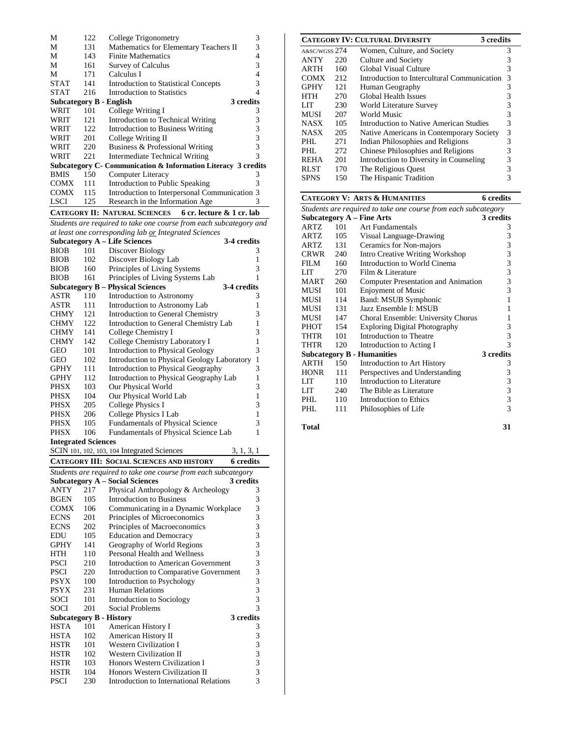| | | | |
|---|---|---|---|
| M | 122 | College Trigonometry | 3 |
| M | 131 | Mathematics for Elementary Teachers II | 3 |
| M | 143 | Finite Mathematics | 4 |
| M | 161 | Survey of Calculus | 3 |
| M | 171 | Calculus I | 4 |
| STAT | 141 | Introduction to Statistical Concepts | 3 |
| STAT | 216 | Introduction to Statistics | 4 |

**Subcategory B - English** — 3 credits

| | | | |
|---|---|---|---|
| WRIT | 101 | College Writing I | 3 |
| WRIT | 121 | Introduction to Technical Writing | 3 |
| WRIT | 122 | Introduction to Business Writing | 3 |
| WRIT | 201 | College Writing II | 3 |
| WRIT | 220 | Business & Professional Writing | 3 |
| WRIT | 221 | Intermediate Technical Writing | 3 |

**Subcategory C- Communication & Information Literacy** — 3 credits

| | | | |
|---|---|---|---|
| BMIS | 150 | Computer Literacy | 3 |
| COMX | 111 | Introduction to Public Speaking | 3 |
| COMX | 115 | Introduction to Interpersonal Communication | 3 |
| LSCI | 125 | Research in the Information Age | 3 |

## CATEGORY II: NATURAL SCIENCES — 6 cr. lecture & 1 cr. lab

*Students are required to take one course from each subcategory and at least one corresponding lab or Integrated Sciences*

**Subcategory A – Life Sciences** — 3-4 credits

| | | | |
|---|---|---|---|
| BIOB | 101 | Discover Biology | 3 |
| BIOB | 102 | Discover Biology Lab | 1 |
| BIOB | 160 | Principles of Living Systems | 3 |
| BIOB | 161 | Principles of Living Systems Lab | 1 |

**Subcategory B – Physical Sciences** — 3-4 credits

| | | | |
|---|---|---|---|
| ASTR | 110 | Introduction to Astronomy | 3 |
| ASTR | 111 | Introduction to Astronomy Lab | 1 |
| CHMY | 121 | Introduction to General Chemistry | 3 |
| CHMY | 122 | Introduction to General Chemistry Lab | 1 |
| CHMY | 141 | College Chemistry I | 3 |
| CHMY | 142 | College Chemistry Laboratory I | 1 |
| GEO | 101 | Introduction to Physical Geology | 3 |
| GEO | 102 | Introduction to Physical Geology Laboratory | 1 |
| GPHY | 111 | Introduction to Physical Geography | 3 |
| GPHY | 112 | Introduction to Physical Geography Lab | 1 |
| PHSX | 103 | Our Physical World | 3 |
| PHSX | 104 | Our Physical World Lab | 1 |
| PHSX | 205 | College Physics I | 3 |
| PHSX | 206 | College Physics I Lab | 1 |
| PHSX | 105 | Fundamentals of Physical Science | 3 |
| PHSX | 106 | Fundamentals of Physical Science Lab | 1 |

**Integrated Sciences**

| | | |
|---|---|---|
| SCIN 101, 102, 103, 104 | Integrated Sciences | 3, 1, 3, 1 |

## CATEGORY III: SOCIAL SCIENCES AND HISTORY — 6 credits

*Students are required to take one course from each subcategory*

**Subcategory A – Social Sciences** — 3 credits

| | | | |
|---|---|---|---|
| ANTY | 217 | Physical Anthropology & Archeology | 3 |
| BGEN | 105 | Introduction to Business | 3 |
| COMX | 106 | Communicating in a Dynamic Workplace | 3 |
| ECNS | 201 | Principles of Microeconomics | 3 |
| ECNS | 202 | Principles of Macroeconomics | 3 |
| EDU | 105 | Education and Democracy | 3 |
| GPHY | 141 | Geography of World Regions | 3 |
| HTH | 110 | Personal Health and Wellness | 3 |
| PSCI | 210 | Introduction to American Government | 3 |
| PSCI | 220 | Introduction to Comparative Government | 3 |
| PSYX | 100 | Introduction to Psychology | 3 |
| PSYX | 231 | Human Relations | 3 |
| SOCI | 101 | Introduction to Sociology | 3 |
| SOCI | 201 | Social Problems | 3 |

**Subcategory B - History** — 3 credits

| | | | |
|---|---|---|---|
| HSTA | 101 | American History I | 3 |
| HSTA | 102 | American History II | 3 |
| HSTR | 101 | Western Civilization I | 3 |
| HSTR | 102 | Western Civilization II | 3 |
| HSTR | 103 | Honors Western Civilization I | 3 |
| HSTR | 104 | Honors Western Civilization II | 3 |
| PSCI | 230 | Introduction to International Relations | 3 |

## CATEGORY IV: CULTURAL DIVERSITY — 3 credits

| | | | |
|---|---|---|---|
| A&SC/WGSS | 274 | Women, Culture, and Society | 3 |
| ANTY | 220 | Culture and Society | 3 |
| ARTH | 160 | Global Visual Culture | 3 |
| COMX | 212 | Introduction to Intercultural Communication | 3 |
| GPHY | 121 | Human Geography | 3 |
| HTH | 270 | Global Health Issues | 3 |
| LIT | 230 | World Literature Survey | 3 |
| MUSI | 207 | World Music | 3 |
| NASX | 105 | Introduction to Native American Studies | 3 |
| NASX | 205 | Native Americans in Contemporary Society | 3 |
| PHL | 271 | Indian Philosophies and Religions | 3 |
| PHL | 272 | Chinese Philosophies and Religions | 3 |
| REHA | 201 | Introduction to Diversity in Counseling | 3 |
| RLST | 170 | The Religious Quest | 3 |
| SPNS | 150 | The Hispanic Tradition | 3 |

## CATEGORY V: ARTS & HUMANITIES — 6 credits

*Students are required to take one course from each subcategory*

**Subcategory A – Fine Arts** — 3 credits

| | | | |
|---|---|---|---|
| ARTZ | 101 | Art Fundamentals | 3 |
| ARTZ | 105 | Visual Language-Drawing | 3 |
| ARTZ | 131 | Ceramics for Non-majors | 3 |
| CRWR | 240 | Intro Creative Writing Workshop | 3 |
| FILM | 160 | Introduction to World Cinema | 3 |
| LIT | 270 | Film & Literature | 3 |
| MART | 260 | Computer Presentation and Animation | 3 |
| MUSI | 101 | Enjoyment of Music | 3 |
| MUSI | 114 | Band: MSUB Symphonic | 1 |
| MUSI | 131 | Jazz Ensemble I: MSUB | 1 |
| MUSI | 147 | Choral Ensemble: University Chorus | 1 |
| PHOT | 154 | Exploring Digital Photography | 3 |
| THTR | 101 | Introduction to Theatre | 3 |
| THTR | 120 | Introduction to Acting I | 3 |

**Subcategory B - Humanities** — 3 credits

| | | | |
|---|---|---|---|
| ARTH | 150 | Introduction to Art History | 3 |
| HONR | 111 | Perspectives and Understanding | 3 |
| LIT | 110 | Introduction to Literature | 3 |
| LIT | 240 | The Bible as Literature | 3 |
| PHL | 110 | Introduction to Ethics | 3 |
| PHL | 111 | Philosophies of Life | 3 |

**Total** — **31**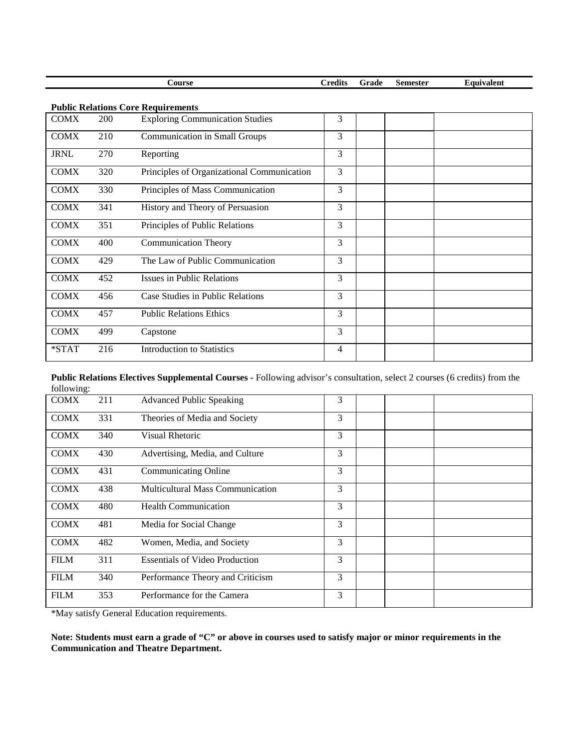| Course | | | Credits | Grade | Semester | Equivalent |
|---|---|---|---|---|---|---|
| **Public Relations Core Requirements** | | | | | | |
| COMX | 200 | Exploring Communication Studies | 3 | | | |
| COMX | 210 | Communication in Small Groups | 3 | | | |
| JRNL | 270 | Reporting | 3 | | | |
| COMX | 320 | Principles of Organizational Communication | 3 | | | |
| COMX | 330 | Principles of Mass Communication | 3 | | | |
| COMX | 341 | History and Theory of Persuasion | 3 | | | |
| COMX | 351 | Principles of Public Relations | 3 | | | |
| COMX | 400 | Communication Theory | 3 | | | |
| COMX | 429 | The Law of Public Communication | 3 | | | |
| COMX | 452 | Issues in Public Relations | 3 | | | |
| COMX | 456 | Case Studies in Public Relations | 3 | | | |
| COMX | 457 | Public Relations Ethics | 3 | | | |
| COMX | 499 | Capstone | 3 | | | |
| *STAT | 216 | Introduction to Statistics | 4 | | | |

**Public Relations Electives Supplemental Courses** - Following advisor's consultation, select 2 courses (6 credits) from the following:

| Course | | | Credits | Grade | Semester | Equivalent |
|---|---|---|---|---|---|---|
| COMX | 211 | Advanced Public Speaking | 3 | | | |
| COMX | 331 | Theories of Media and Society | 3 | | | |
| COMX | 340 | Visual Rhetoric | 3 | | | |
| COMX | 430 | Advertising, Media, and Culture | 3 | | | |
| COMX | 431 | Communicating Online | 3 | | | |
| COMX | 438 | Multicultural Mass Communication | 3 | | | |
| COMX | 480 | Health Communication | 3 | | | |
| COMX | 481 | Media for Social Change | 3 | | | |
| COMX | 482 | Women, Media, and Society | 3 | | | |
| FILM | 311 | Essentials of Video Production | 3 | | | |
| FILM | 340 | Performance Theory and Criticism | 3 | | | |
| FILM | 353 | Performance for the Camera | 3 | | | |

*May satisfy General Education requirements.

**Note: Students must earn a grade of "C" or above in courses used to satisfy major or minor requirements in the Communication and Theatre Department.**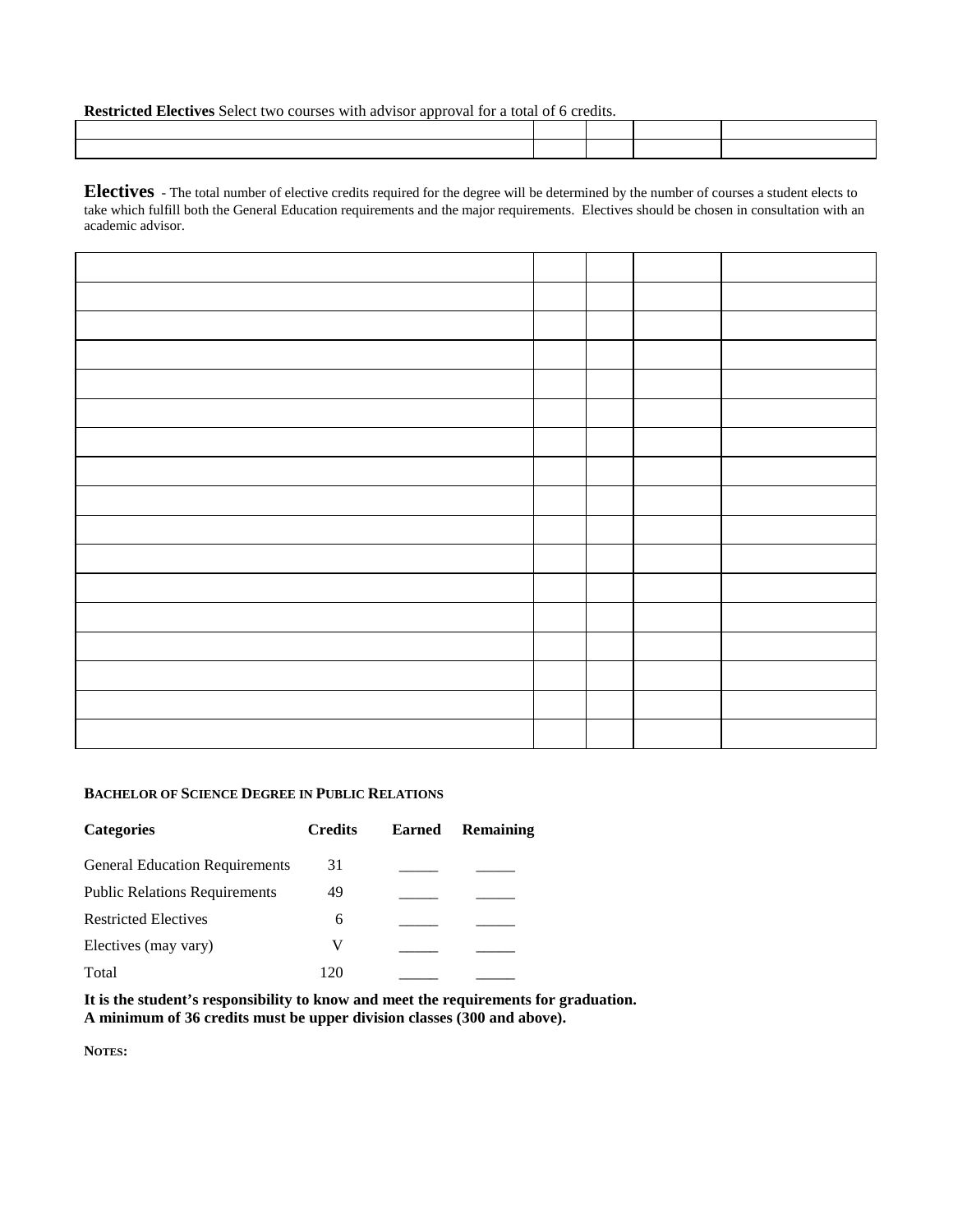**Restricted Electives** Select two courses with advisor approval for a total of 6 credits.

| | | | | |
|---|---|---|---|---|
| | | | | |
| | | | | |

**Electives** - The total number of elective credits required for the degree will be determined by the number of courses a student elects to take which fulfill both the General Education requirements and the major requirements. Electives should be chosen in consultation with an academic advisor.

| | | | | |
|---|---|---|---|---|
| | | | | |
| | | | | |
| | | | | |
| | | | | |
| | | | | |
| | | | | |
| | | | | |
| | | | | |
| | | | | |
| | | | | |
| | | | | |
| | | | | |
| | | | | |
| | | | | |
| | | | | |
| | | | | |
| | | | | |

**BACHELOR OF SCIENCE DEGREE IN PUBLIC RELATIONS**

| Categories | Credits | Earned | Remaining |
|---|---|---|---|
| General Education Requirements | 31 | _____ | _____ |
| Public Relations Requirements | 49 | _____ | _____ |
| Restricted Electives | 6 | _____ | _____ |
| Electives (may vary) | V | _____ | _____ |
| Total | 120 | _____ | _____ |

**It is the student's responsibility to know and meet the requirements for graduation.**
**A minimum of 36 credits must be upper division classes (300 and above).**

**NOTES:**